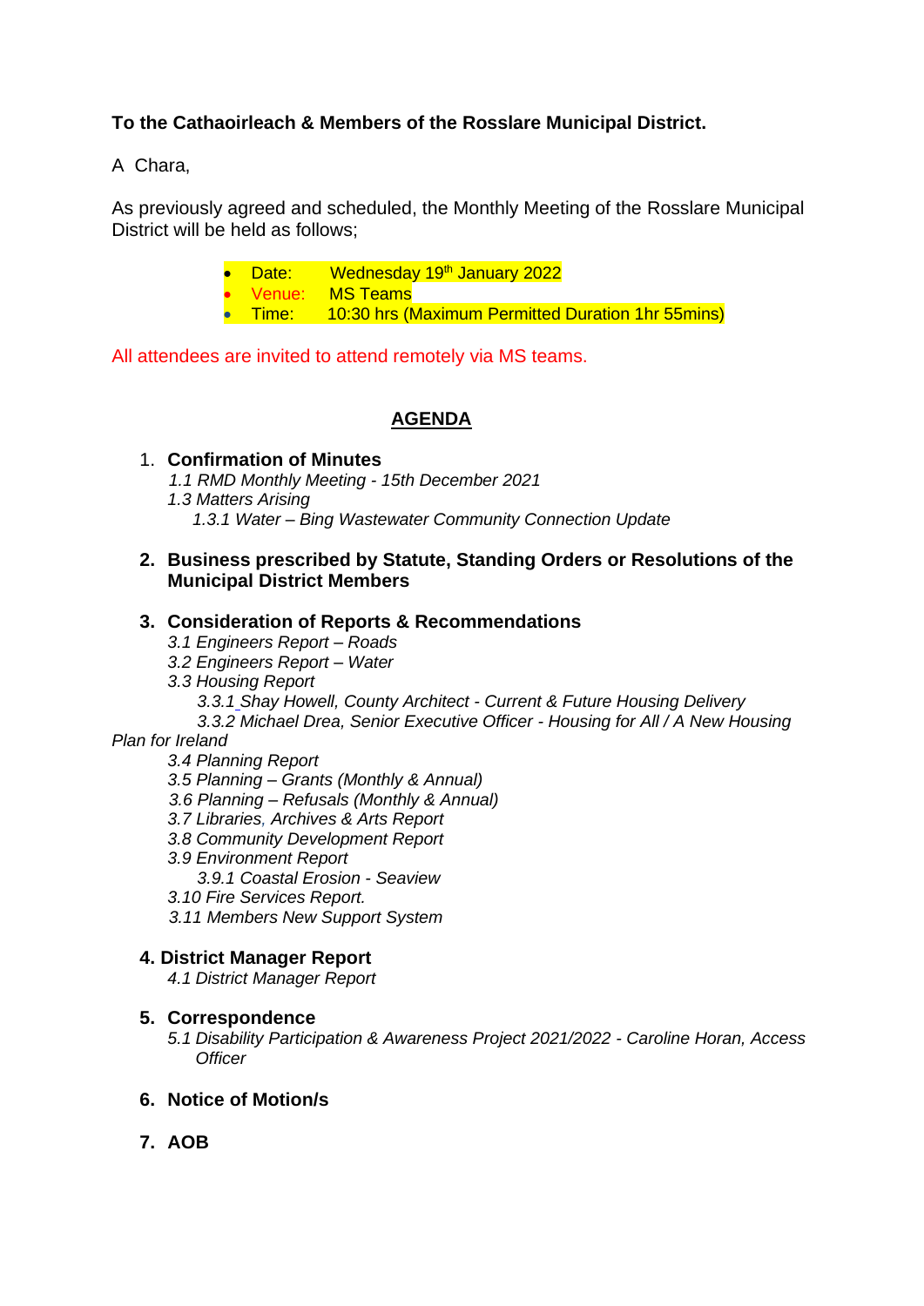**To the Cathaoirleach & Members of the Rosslare Municipal District.**

A Chara,

As previously agreed and scheduled, the Monthly Meeting of the Rosslare Municipal District will be held as follows;

- Date: Wednesday 19th January 2022
- Venue: MS Teams
- Time: 10:30 hrs (Maximum Permitted Duration 1hr 55mins)

All attendees are invited to attend remotely via MS teams.

## AGENDA

1. **Confirmation of Minutes**
   - *1.1 RMD Monthly Meeting - 15th December 2021*
   - *1.3 Matters Arising*
     - *1.3.1 Water – Bing Wastewater Community Connection Update*

2. **Business prescribed by Statute, Standing Orders or Resolutions of the Municipal District Members**

3. **Consideration of Reports & Recommendations**
   - *3.1 Engineers Report – Roads*
   - *3.2 Engineers Report – Water*
   - *3.3 Housing Report*
     - *3.3.1 Shay Howell, County Architect - Current & Future Housing Delivery*
     - *3.3.2 Michael Drea, Senior Executive Officer - Housing for All / A New Housing Plan for Ireland*
   - *3.4 Planning Report*
   - *3.5 Planning – Grants (Monthly & Annual)*
   - *3.6 Planning – Refusals (Monthly & Annual)*
   - *3.7 Libraries, Archives & Arts Report*
   - *3.8 Community Development Report*
   - *3.9 Environment Report*
     - *3.9.1 Coastal Erosion - Seaview*
   - *3.10 Fire Services Report.*
   - *3.11 Members New Support System*

4. **District Manager Report**
   - *4.1 District Manager Report*

5. **Correspondence**
   - *5.1 Disability Participation & Awareness Project 2021/2022 - Caroline Horan, Access Officer*

6. **Notice of Motion/s**

7. **AOB**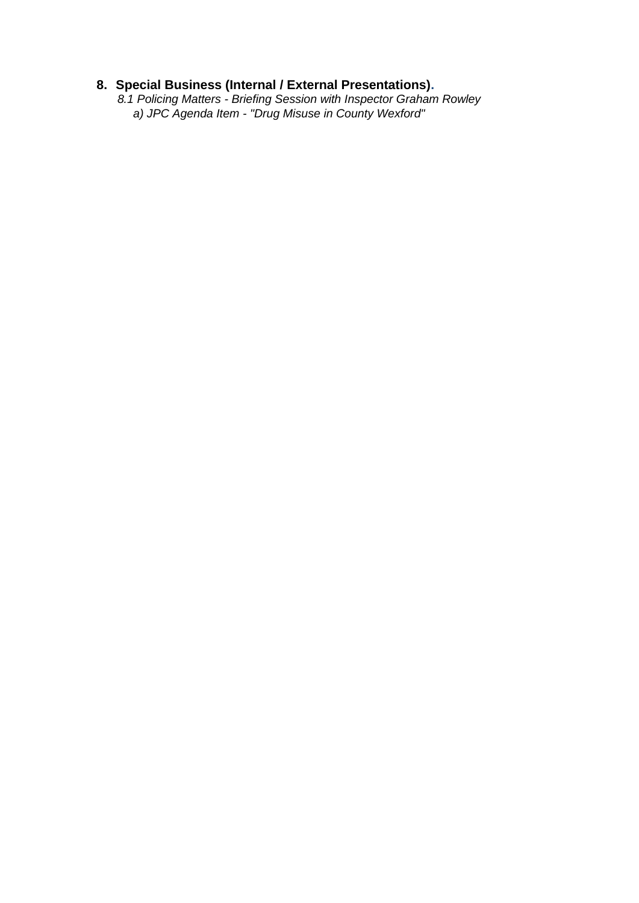8. **Special Business (Internal / External Presentations).**

    *8.1 Policing Matters - Briefing Session with Inspector Graham Rowley*

    *a) JPC Agenda Item - "Drug Misuse in County Wexford"*